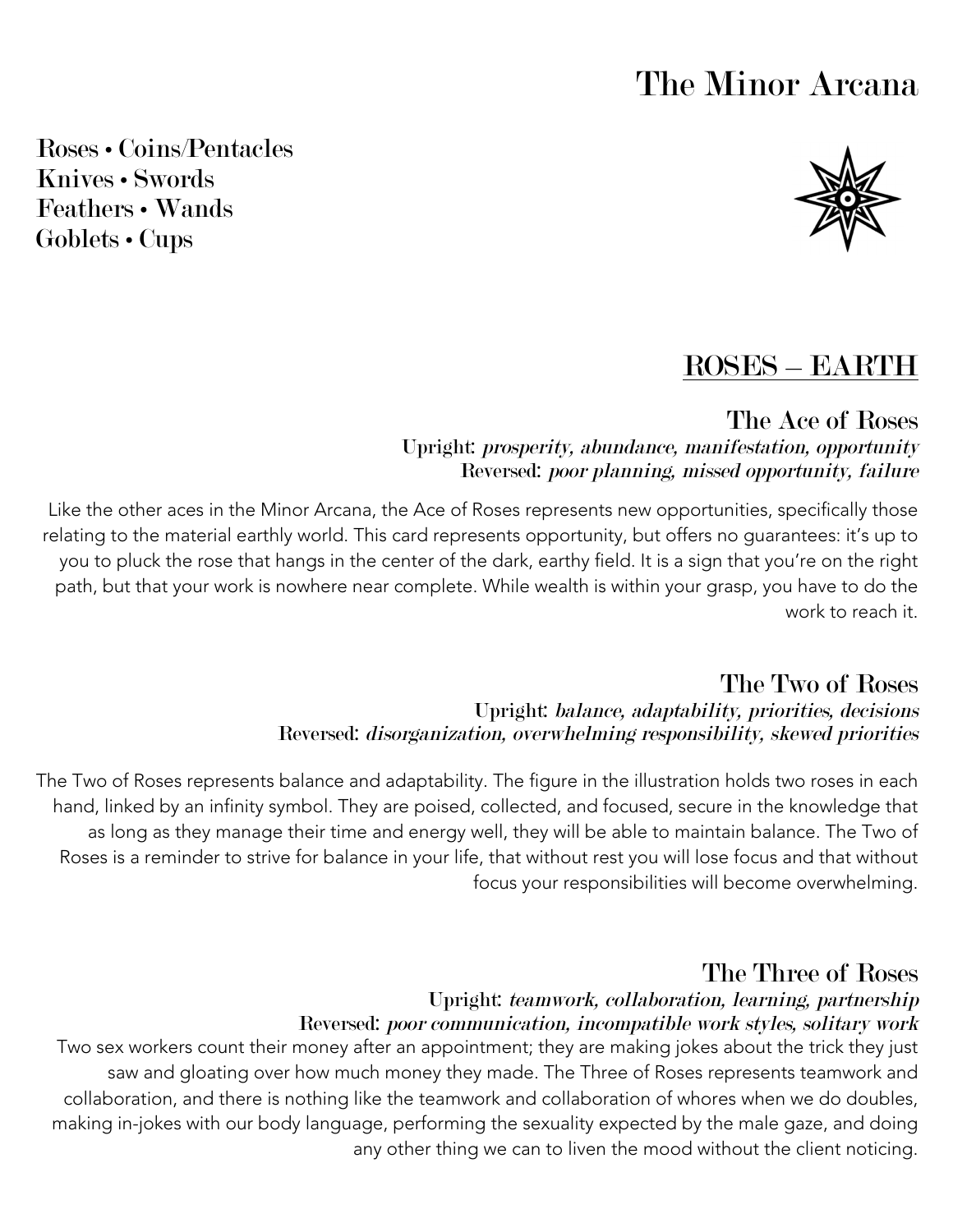# The Minor Arcana

**Roses • Coins/Pentacles**
**Knives • Swords**
**Feathers • Wands**
**Goblets • Cups**

## ROSES – EARTH

### The Ace of Roses

**Upright:** *prosperity, abundance, manifestation, opportunity*
**Reversed:** *poor planning, missed opportunity, failure*

Like the other aces in the Minor Arcana, the Ace of Roses represents new opportunities, specifically those relating to the material earthly world. This card represents opportunity, but offers no guarantees: it's up to you to pluck the rose that hangs in the center of the dark, earthy field. It is a sign that you're on the right path, but that your work is nowhere near complete. While wealth is within your grasp, you have to do the work to reach it.

### The Two of Roses

**Upright:** *balance, adaptability, priorities, decisions*
**Reversed:** *disorganization, overwhelming responsibility, skewed priorities*

The Two of Roses represents balance and adaptability. The figure in the illustration holds two roses in each hand, linked by an infinity symbol. They are poised, collected, and focused, secure in the knowledge that as long as they manage their time and energy well, they will be able to maintain balance. The Two of Roses is a reminder to strive for balance in your life, that without rest you will lose focus and that without focus your responsibilities will become overwhelming.

### The Three of Roses

**Upright:** *teamwork, collaboration, learning, partnership*
**Reversed:** *poor communication, incompatible work styles, solitary work*

Two sex workers count their money after an appointment; they are making jokes about the trick they just saw and gloating over how much money they made. The Three of Roses represents teamwork and collaboration, and there is nothing like the teamwork and collaboration of whores when we do doubles, making in-jokes with our body language, performing the sexuality expected by the male gaze, and doing any other thing we can to liven the mood without the client noticing.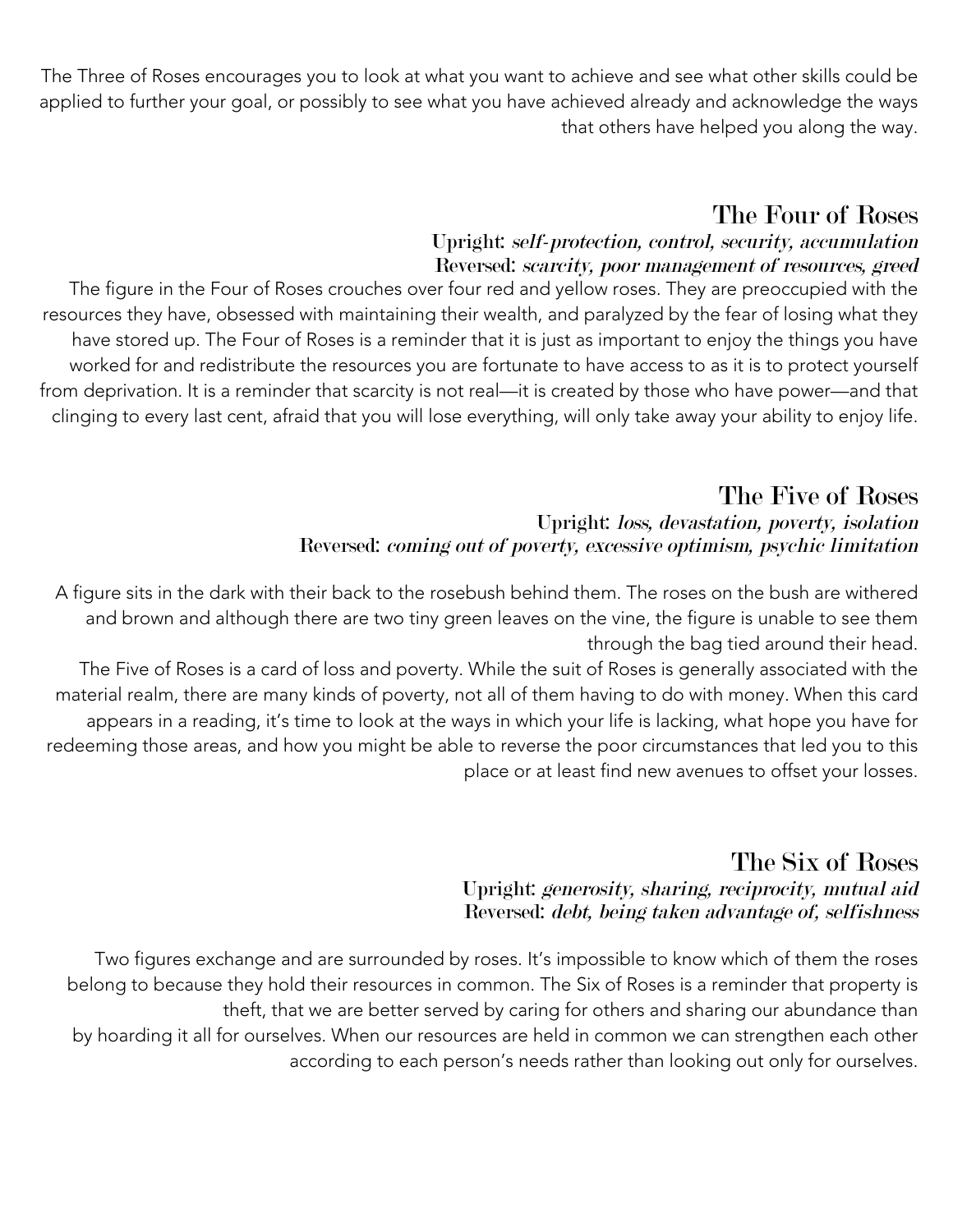The Three of Roses encourages you to look at what you want to achieve and see what other skills could be applied to further your goal, or possibly to see what you have achieved already and acknowledge the ways that others have helped you along the way.

## The Four of Roses

**Upright:** *self-protection, control, security, accumulation*
**Reversed:** *scarcity, poor management of resources, greed*

The figure in the Four of Roses crouches over four red and yellow roses. They are preoccupied with the resources they have, obsessed with maintaining their wealth, and paralyzed by the fear of losing what they have stored up. The Four of Roses is a reminder that it is just as important to enjoy the things you have worked for and redistribute the resources you are fortunate to have access to as it is to protect yourself from deprivation. It is a reminder that scarcity is not real—it is created by those who have power—and that clinging to every last cent, afraid that you will lose everything, will only take away your ability to enjoy life.

## The Five of Roses

**Upright:** *loss, devastation, poverty, isolation*
**Reversed:** *coming out of poverty, excessive optimism, psychic limitation*

A figure sits in the dark with their back to the rosebush behind them. The roses on the bush are withered and brown and although there are two tiny green leaves on the vine, the figure is unable to see them through the bag tied around their head.

The Five of Roses is a card of loss and poverty. While the suit of Roses is generally associated with the material realm, there are many kinds of poverty, not all of them having to do with money. When this card appears in a reading, it's time to look at the ways in which your life is lacking, what hope you have for redeeming those areas, and how you might be able to reverse the poor circumstances that led you to this place or at least find new avenues to offset your losses.

## The Six of Roses

**Upright:** *generosity, sharing, reciprocity, mutual aid*
**Reversed:** *debt, being taken advantage of, selfishness*

Two figures exchange and are surrounded by roses. It's impossible to know which of them the roses belong to because they hold their resources in common. The Six of Roses is a reminder that property is theft, that we are better served by caring for others and sharing our abundance than by hoarding it all for ourselves. When our resources are held in common we can strengthen each other according to each person's needs rather than looking out only for ourselves.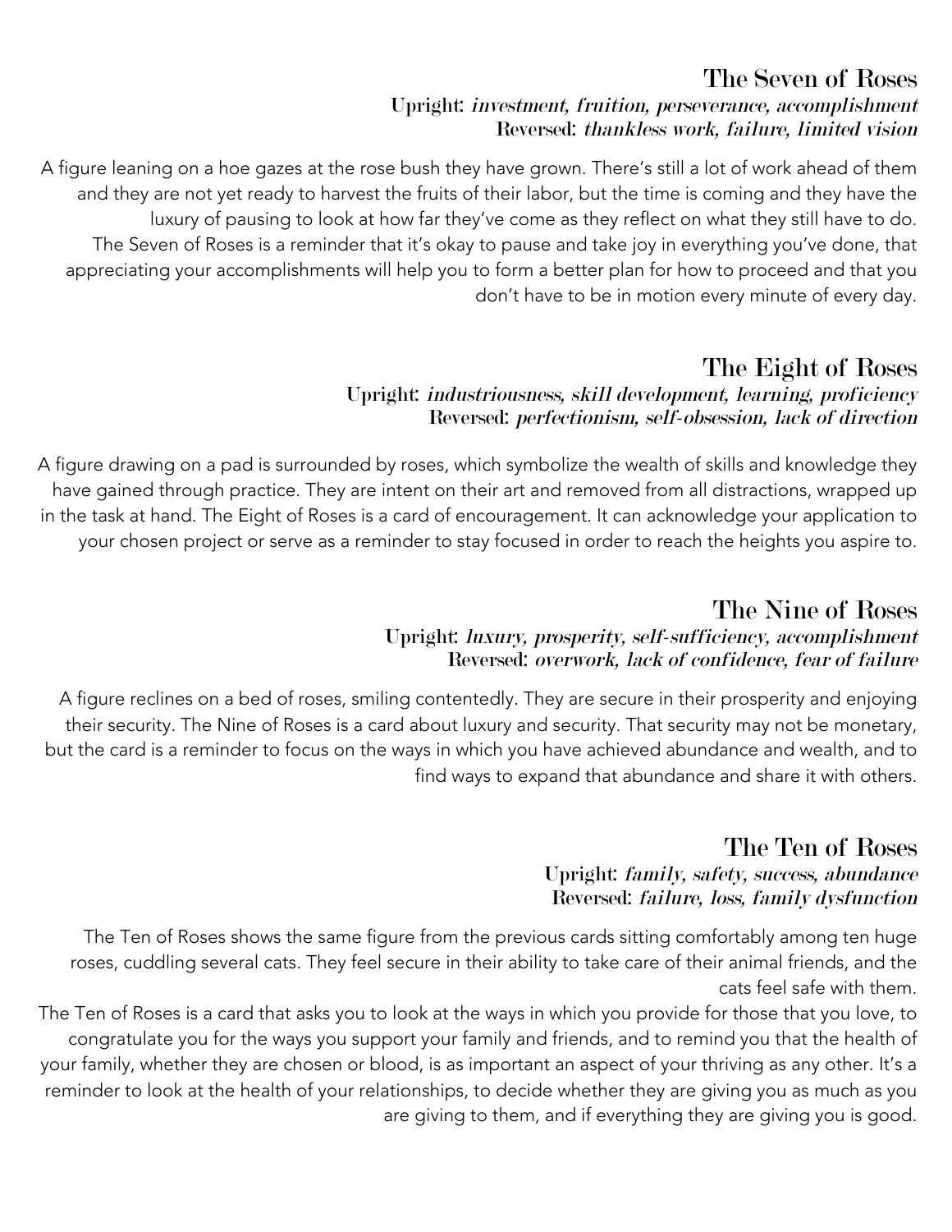## The Seven of Roses

**Upright:** *investment, fruition, perseverance, accomplishment*
**Reversed:** *thankless work, failure, limited vision*

A figure leaning on a hoe gazes at the rose bush they have grown. There's still a lot of work ahead of them and they are not yet ready to harvest the fruits of their labor, but the time is coming and they have the luxury of pausing to look at how far they've come as they reflect on what they still have to do.

The Seven of Roses is a reminder that it's okay to pause and take joy in everything you've done, that appreciating your accomplishments will help you to form a better plan for how to proceed and that you don't have to be in motion every minute of every day.

## The Eight of Roses

**Upright:** *industriousness, skill development, learning, proficiency*
**Reversed:** *perfectionism, self-obsession, lack of direction*

A figure drawing on a pad is surrounded by roses, which symbolize the wealth of skills and knowledge they have gained through practice. They are intent on their art and removed from all distractions, wrapped up in the task at hand. The Eight of Roses is a card of encouragement. It can acknowledge your application to your chosen project or serve as a reminder to stay focused in order to reach the heights you aspire to.

## The Nine of Roses

**Upright:** *luxury, prosperity, self-sufficiency, accomplishment*
**Reversed:** *overwork, lack of confidence, fear of failure*

A figure reclines on a bed of roses, smiling contentedly. They are secure in their prosperity and enjoying their security. The Nine of Roses is a card about luxury and security. That security may not be monetary, but the card is a reminder to focus on the ways in which you have achieved abundance and wealth, and to find ways to expand that abundance and share it with others.

## The Ten of Roses

**Upright:** *family, safety, success, abundance*
**Reversed:** *failure, loss, family dysfunction*

The Ten of Roses shows the same figure from the previous cards sitting comfortably among ten huge roses, cuddling several cats. They feel secure in their ability to take care of their animal friends, and the cats feel safe with them.

The Ten of Roses is a card that asks you to look at the ways in which you provide for those that you love, to congratulate you for the ways you support your family and friends, and to remind you that the health of your family, whether they are chosen or blood, is as important an aspect of your thriving as any other. It's a reminder to look at the health of your relationships, to decide whether they are giving you as much as you are giving to them, and if everything they are giving you is good.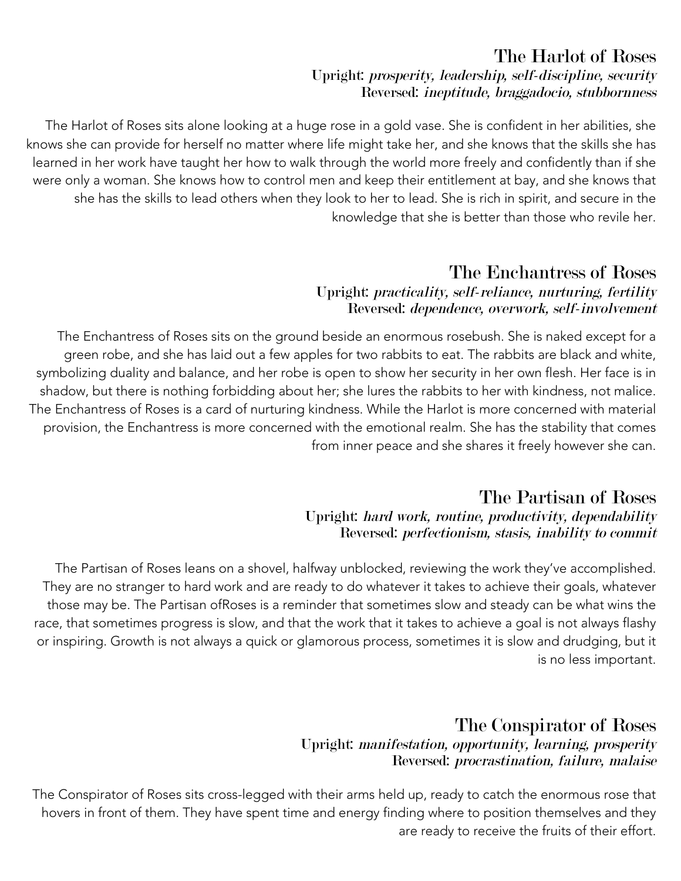## The Harlot of Roses

**Upright:** *prosperity, leadership, self-discipline, security*
**Reversed:** *ineptitude, braggadocio, stubbornness*

The Harlot of Roses sits alone looking at a huge rose in a gold vase. She is confident in her abilities, she knows she can provide for herself no matter where life might take her, and she knows that the skills she has learned in her work have taught her how to walk through the world more freely and confidently than if she were only a woman. She knows how to control men and keep their entitlement at bay, and she knows that she has the skills to lead others when they look to her to lead. She is rich in spirit, and secure in the knowledge that she is better than those who revile her.

## The Enchantress of Roses

**Upright:** *practicality, self-reliance, nurturing, fertility*
**Reversed:** *dependence, overwork, self-involvement*

The Enchantress of Roses sits on the ground beside an enormous rosebush. She is naked except for a green robe, and she has laid out a few apples for two rabbits to eat. The rabbits are black and white, symbolizing duality and balance, and her robe is open to show her security in her own flesh. Her face is in shadow, but there is nothing forbidding about her; she lures the rabbits to her with kindness, not malice. The Enchantress of Roses is a card of nurturing kindness. While the Harlot is more concerned with material provision, the Enchantress is more concerned with the emotional realm. She has the stability that comes from inner peace and she shares it freely however she can.

## The Partisan of Roses

**Upright:** *hard work, routine, productivity, dependability*
**Reversed:** *perfectionism, stasis, inability to commit*

The Partisan of Roses leans on a shovel, halfway unblocked, reviewing the work they've accomplished. They are no stranger to hard work and are ready to do whatever it takes to achieve their goals, whatever those may be. The Partisan ofRoses is a reminder that sometimes slow and steady can be what wins the race, that sometimes progress is slow, and that the work that it takes to achieve a goal is not always flashy or inspiring. Growth is not always a quick or glamorous process, sometimes it is slow and drudging, but it is no less important.

## The Conspirator of Roses

**Upright:** *manifestation, opportunity, learning, prosperity*
**Reversed:** *procrastination, failure, malaise*

The Conspirator of Roses sits cross-legged with their arms held up, ready to catch the enormous rose that hovers in front of them. They have spent time and energy finding where to position themselves and they are ready to receive the fruits of their effort.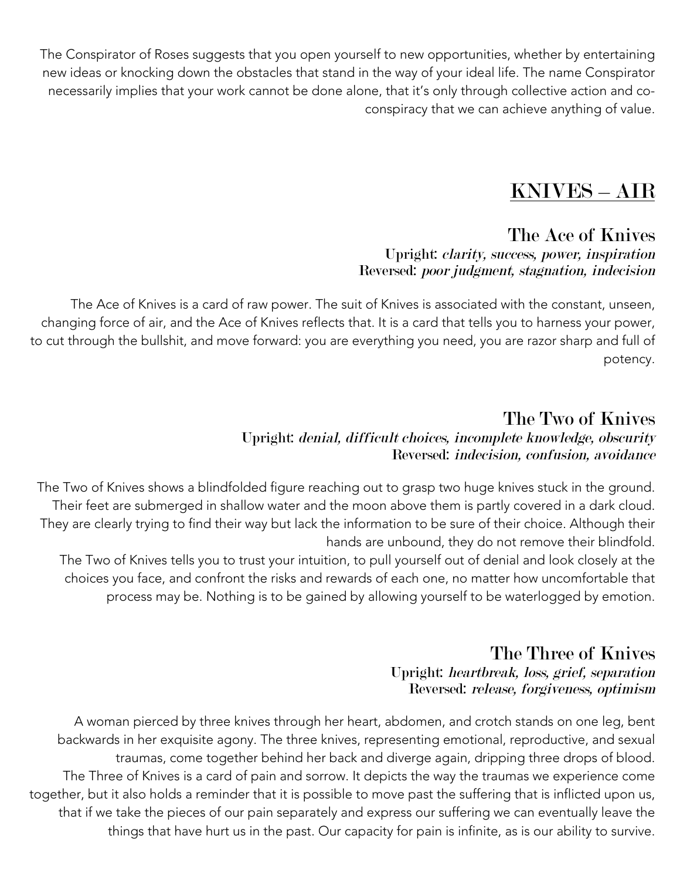The Conspirator of Roses suggests that you open yourself to new opportunities, whether by entertaining new ideas or knocking down the obstacles that stand in the way of your ideal life. The name Conspirator necessarily implies that your work cannot be done alone, that it's only through collective action and co-conspiracy that we can achieve anything of value.

## KNIVES – AIR

### The Ace of Knives

**Upright:** *clarity, success, power, inspiration*
**Reversed:** *poor judgment, stagnation, indecision*

The Ace of Knives is a card of raw power. The suit of Knives is associated with the constant, unseen, changing force of air, and the Ace of Knives reflects that. It is a card that tells you to harness your power, to cut through the bullshit, and move forward: you are everything you need, you are razor sharp and full of potency.

### The Two of Knives

**Upright:** *denial, difficult choices, incomplete knowledge, obscurity*
**Reversed:** *indecision, confusion, avoidance*

The Two of Knives shows a blindfolded figure reaching out to grasp two huge knives stuck in the ground. Their feet are submerged in shallow water and the moon above them is partly covered in a dark cloud. They are clearly trying to find their way but lack the information to be sure of their choice. Although their hands are unbound, they do not remove their blindfold.

The Two of Knives tells you to trust your intuition, to pull yourself out of denial and look closely at the choices you face, and confront the risks and rewards of each one, no matter how uncomfortable that process may be. Nothing is to be gained by allowing yourself to be waterlogged by emotion.

### The Three of Knives

**Upright:** *heartbreak, loss, grief, separation*
**Reversed:** *release, forgiveness, optimism*

A woman pierced by three knives through her heart, abdomen, and crotch stands on one leg, bent backwards in her exquisite agony. The three knives, representing emotional, reproductive, and sexual traumas, come together behind her back and diverge again, dripping three drops of blood.

The Three of Knives is a card of pain and sorrow. It depicts the way the traumas we experience come together, but it also holds a reminder that it is possible to move past the suffering that is inflicted upon us, that if we take the pieces of our pain separately and express our suffering we can eventually leave the things that have hurt us in the past. Our capacity for pain is infinite, as is our ability to survive.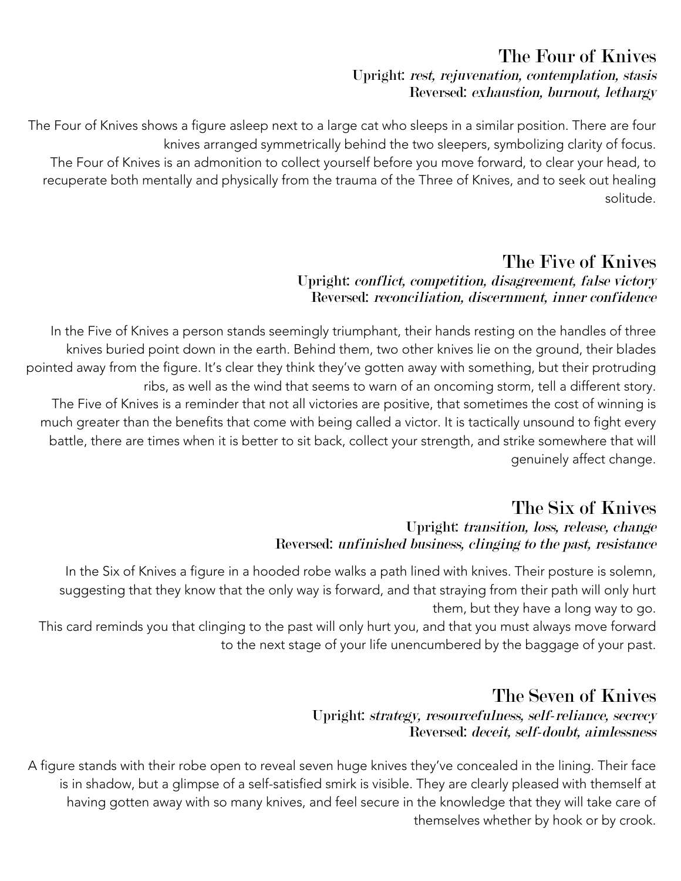## The Four of Knives

**Upright:** *rest, rejuvenation, contemplation, stasis*
**Reversed:** *exhaustion, burnout, lethargy*

The Four of Knives shows a figure asleep next to a large cat who sleeps in a similar position. There are four knives arranged symmetrically behind the two sleepers, symbolizing clarity of focus.

The Four of Knives is an admonition to collect yourself before you move forward, to clear your head, to recuperate both mentally and physically from the trauma of the Three of Knives, and to seek out healing solitude.

## The Five of Knives

**Upright:** *conflict, competition, disagreement, false victory*
**Reversed:** *reconciliation, discernment, inner confidence*

In the Five of Knives a person stands seemingly triumphant, their hands resting on the handles of three knives buried point down in the earth. Behind them, two other knives lie on the ground, their blades pointed away from the figure. It's clear they think they've gotten away with something, but their protruding ribs, as well as the wind that seems to warn of an oncoming storm, tell a different story.

The Five of Knives is a reminder that not all victories are positive, that sometimes the cost of winning is much greater than the benefits that come with being called a victor. It is tactically unsound to fight every battle, there are times when it is better to sit back, collect your strength, and strike somewhere that will genuinely affect change.

## The Six of Knives

**Upright:** *transition, loss, release, change*
**Reversed:** *unfinished business, clinging to the past, resistance*

In the Six of Knives a figure in a hooded robe walks a path lined with knives. Their posture is solemn, suggesting that they know that the only way is forward, and that straying from their path will only hurt them, but they have a long way to go.

This card reminds you that clinging to the past will only hurt you, and that you must always move forward to the next stage of your life unencumbered by the baggage of your past.

## The Seven of Knives

**Upright:** *strategy, resourcefulness, self-reliance, secrecy*
**Reversed:** *deceit, self-doubt, aimlessness*

A figure stands with their robe open to reveal seven huge knives they've concealed in the lining. Their face is in shadow, but a glimpse of a self-satisfied smirk is visible. They are clearly pleased with themself at having gotten away with so many knives, and feel secure in the knowledge that they will take care of themselves whether by hook or by crook.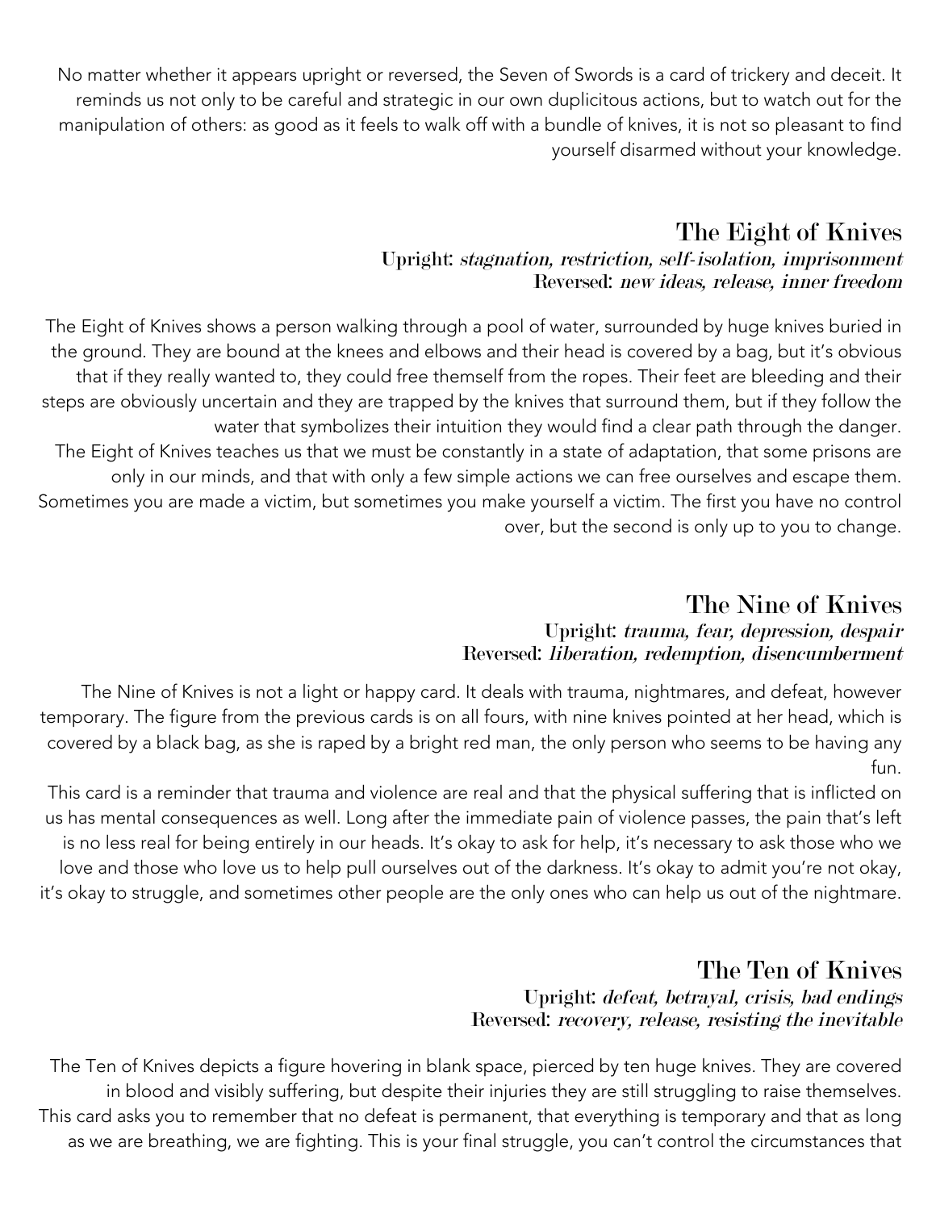No matter whether it appears upright or reversed, the Seven of Swords is a card of trickery and deceit. It reminds us not only to be careful and strategic in our own duplicitous actions, but to watch out for the manipulation of others: as good as it feels to walk off with a bundle of knives, it is not so pleasant to find yourself disarmed without your knowledge.

## The Eight of Knives

**Upright:** *stagnation, restriction, self-isolation, imprisonment*
**Reversed:** *new ideas, release, inner freedom*

The Eight of Knives shows a person walking through a pool of water, surrounded by huge knives buried in the ground. They are bound at the knees and elbows and their head is covered by a bag, but it's obvious that if they really wanted to, they could free themself from the ropes. Their feet are bleeding and their steps are obviously uncertain and they are trapped by the knives that surround them, but if they follow the water that symbolizes their intuition they would find a clear path through the danger.

The Eight of Knives teaches us that we must be constantly in a state of adaptation, that some prisons are only in our minds, and that with only a few simple actions we can free ourselves and escape them. Sometimes you are made a victim, but sometimes you make yourself a victim. The first you have no control over, but the second is only up to you to change.

## The Nine of Knives

**Upright:** *trauma, fear, depression, despair*
**Reversed:** *liberation, redemption, disencumberment*

The Nine of Knives is not a light or happy card. It deals with trauma, nightmares, and defeat, however temporary. The figure from the previous cards is on all fours, with nine knives pointed at her head, which is covered by a black bag, as she is raped by a bright red man, the only person who seems to be having any fun.

This card is a reminder that trauma and violence are real and that the physical suffering that is inflicted on us has mental consequences as well. Long after the immediate pain of violence passes, the pain that's left is no less real for being entirely in our heads. It's okay to ask for help, it's necessary to ask those who we love and those who love us to help pull ourselves out of the darkness. It's okay to admit you're not okay, it's okay to struggle, and sometimes other people are the only ones who can help us out of the nightmare.

## The Ten of Knives

**Upright:** *defeat, betrayal, crisis, bad endings*
**Reversed:** *recovery, release, resisting the inevitable*

The Ten of Knives depicts a figure hovering in blank space, pierced by ten huge knives. They are covered in blood and visibly suffering, but despite their injuries they are still struggling to raise themselves.

This card asks you to remember that no defeat is permanent, that everything is temporary and that as long as we are breathing, we are fighting. This is your final struggle, you can't control the circumstances that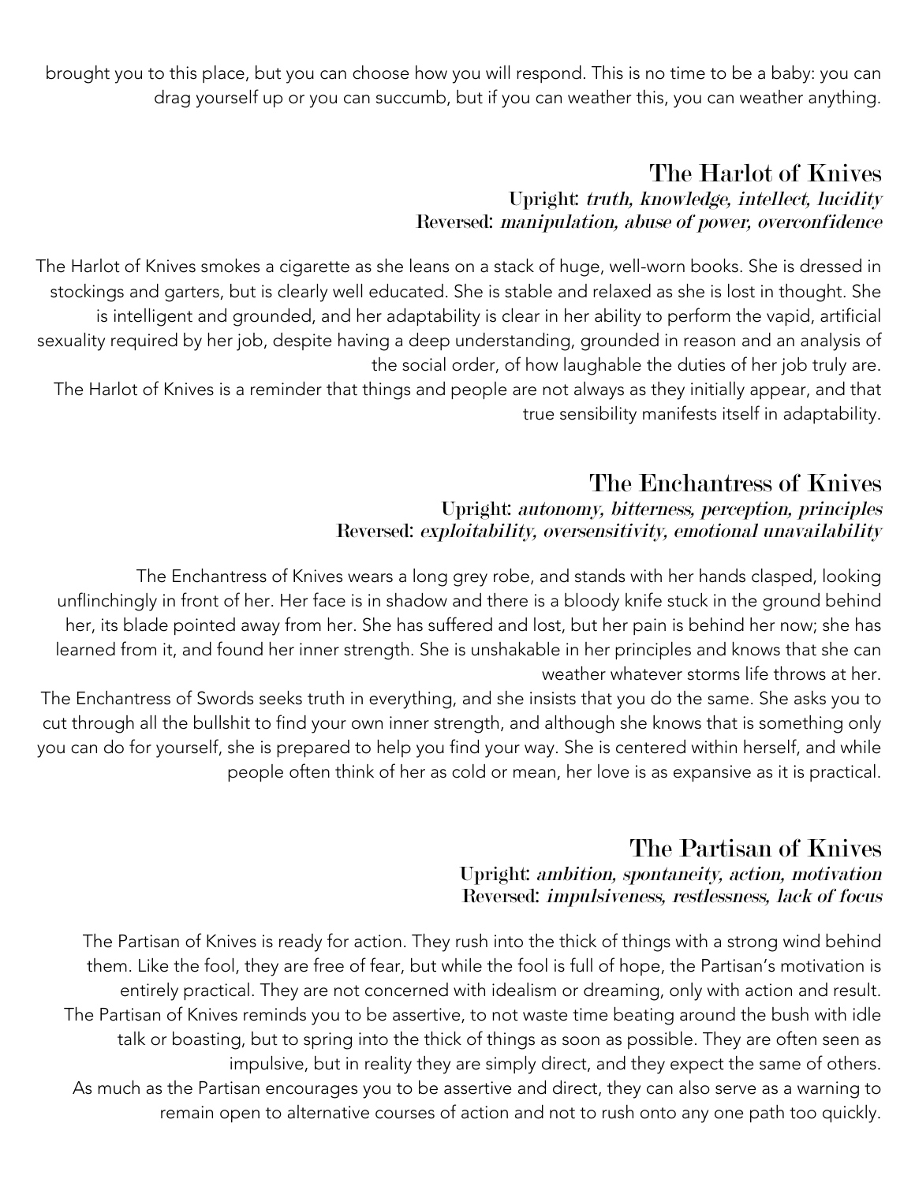brought you to this place, but you can choose how you will respond. This is no time to be a baby: you can drag yourself up or you can succumb, but if you can weather this, you can weather anything.

## The Harlot of Knives

**Upright:** ***truth, knowledge, intellect, lucidity***
**Reversed:** ***manipulation, abuse of power, overconfidence***

The Harlot of Knives smokes a cigarette as she leans on a stack of huge, well-worn books. She is dressed in stockings and garters, but is clearly well educated. She is stable and relaxed as she is lost in thought. She is intelligent and grounded, and her adaptability is clear in her ability to perform the vapid, artificial sexuality required by her job, despite having a deep understanding, grounded in reason and an analysis of the social order, of how laughable the duties of her job truly are.

The Harlot of Knives is a reminder that things and people are not always as they initially appear, and that true sensibility manifests itself in adaptability.

## The Enchantress of Knives

**Upright:** ***autonomy, bitterness, perception, principles***
**Reversed:** ***exploitability, oversensitivity, emotional unavailability***

The Enchantress of Knives wears a long grey robe, and stands with her hands clasped, looking unflinchingly in front of her. Her face is in shadow and there is a bloody knife stuck in the ground behind her, its blade pointed away from her. She has suffered and lost, but her pain is behind her now; she has learned from it, and found her inner strength. She is unshakable in her principles and knows that she can weather whatever storms life throws at her.

The Enchantress of Swords seeks truth in everything, and she insists that you do the same. She asks you to cut through all the bullshit to find your own inner strength, and although she knows that is something only you can do for yourself, she is prepared to help you find your way. She is centered within herself, and while people often think of her as cold or mean, her love is as expansive as it is practical.

## The Partisan of Knives

**Upright:** ***ambition, spontaneity, action, motivation***
**Reversed:** ***impulsiveness, restlessness, lack of focus***

The Partisan of Knives is ready for action. They rush into the thick of things with a strong wind behind them. Like the fool, they are free of fear, but while the fool is full of hope, the Partisan's motivation is entirely practical. They are not concerned with idealism or dreaming, only with action and result.

The Partisan of Knives reminds you to be assertive, to not waste time beating around the bush with idle talk or boasting, but to spring into the thick of things as soon as possible. They are often seen as impulsive, but in reality they are simply direct, and they expect the same of others.

As much as the Partisan encourages you to be assertive and direct, they can also serve as a warning to remain open to alternative courses of action and not to rush onto any one path too quickly.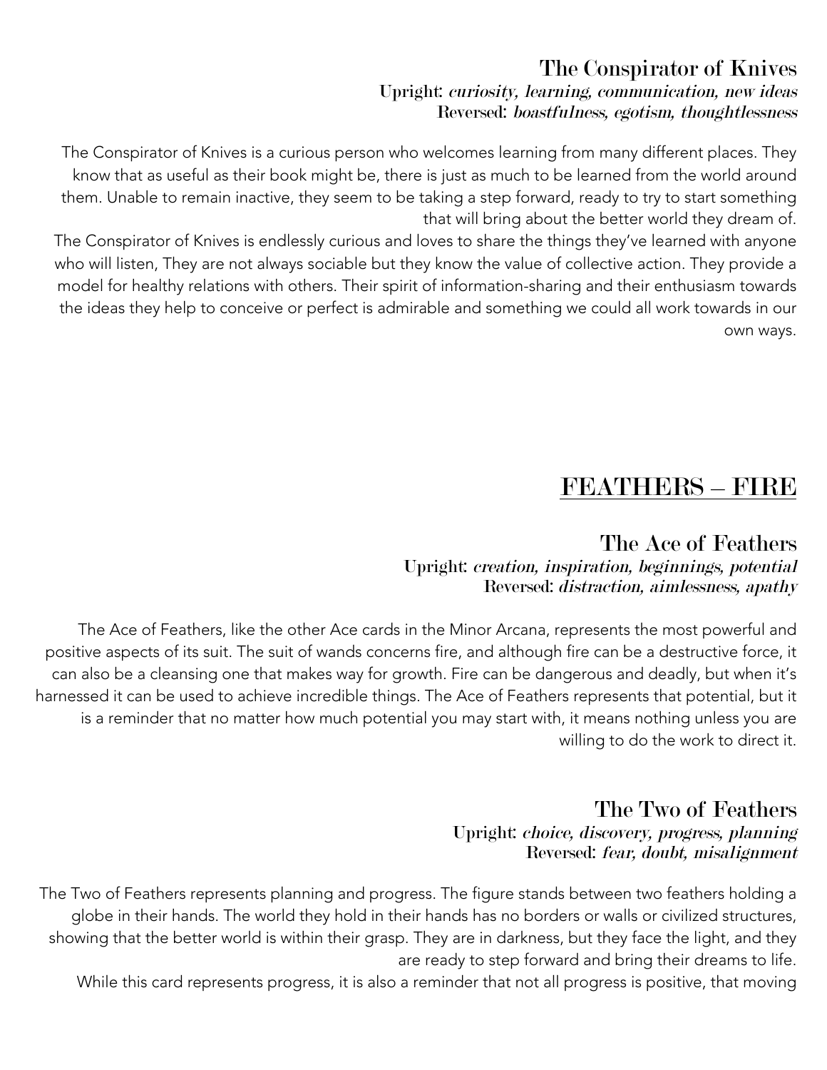### The Conspirator of Knives

Upright: *curiosity, learning, communication, new ideas*
Reversed: *boastfulness, egotism, thoughtlessness*

The Conspirator of Knives is a curious person who welcomes learning from many different places. They know that as useful as their book might be, there is just as much to be learned from the world around them. Unable to remain inactive, they seem to be taking a step forward, ready to try to start something that will bring about the better world they dream of.

The Conspirator of Knives is endlessly curious and loves to share the things they've learned with anyone who will listen, They are not always sociable but they know the value of collective action. They provide a model for healthy relations with others. Their spirit of information-sharing and their enthusiasm towards the ideas they help to conceive or perfect is admirable and something we could all work towards in our own ways.

## FEATHERS – FIRE

### The Ace of Feathers

Upright: *creation, inspiration, beginnings, potential*
Reversed: *distraction, aimlessness, apathy*

The Ace of Feathers, like the other Ace cards in the Minor Arcana, represents the most powerful and positive aspects of its suit. The suit of wands concerns fire, and although fire can be a destructive force, it can also be a cleansing one that makes way for growth. Fire can be dangerous and deadly, but when it's harnessed it can be used to achieve incredible things. The Ace of Feathers represents that potential, but it is a reminder that no matter how much potential you may start with, it means nothing unless you are willing to do the work to direct it.

### The Two of Feathers

Upright: *choice, discovery, progress, planning*
Reversed: *fear, doubt, misalignment*

The Two of Feathers represents planning and progress. The figure stands between two feathers holding a globe in their hands. The world they hold in their hands has no borders or walls or civilized structures, showing that the better world is within their grasp. They are in darkness, but they face the light, and they are ready to step forward and bring their dreams to life.

While this card represents progress, it is also a reminder that not all progress is positive, that moving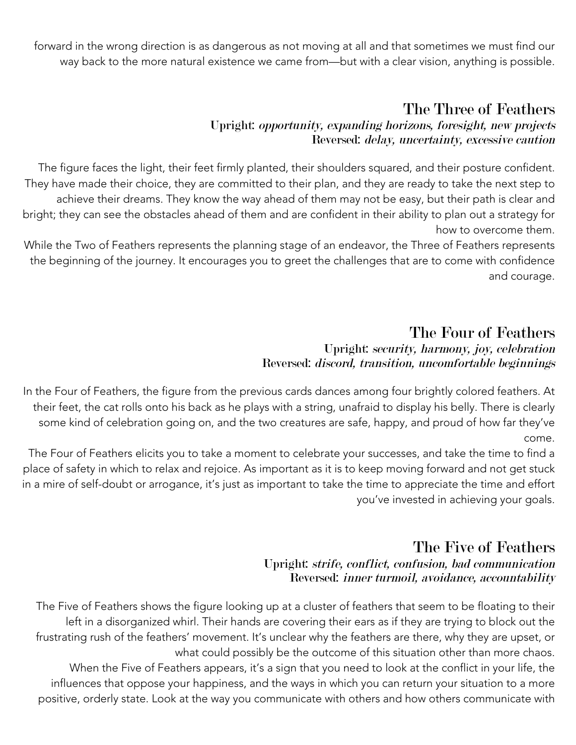forward in the wrong direction is as dangerous as not moving at all and that sometimes we must find our way back to the more natural existence we came from—but with a clear vision, anything is possible.

## The Three of Feathers

**Upright:** *opportunity, expanding horizons, foresight, new projects*
**Reversed:** *delay, uncertainty, excessive caution*

The figure faces the light, their feet firmly planted, their shoulders squared, and their posture confident. They have made their choice, they are committed to their plan, and they are ready to take the next step to achieve their dreams. They know the way ahead of them may not be easy, but their path is clear and bright; they can see the obstacles ahead of them and are confident in their ability to plan out a strategy for how to overcome them.

While the Two of Feathers represents the planning stage of an endeavor, the Three of Feathers represents the beginning of the journey. It encourages you to greet the challenges that are to come with confidence and courage.

## The Four of Feathers

**Upright:** *security, harmony, joy, celebration*
**Reversed:** *discord, transition, uncomfortable beginnings*

In the Four of Feathers, the figure from the previous cards dances among four brightly colored feathers. At their feet, the cat rolls onto his back as he plays with a string, unafraid to display his belly. There is clearly some kind of celebration going on, and the two creatures are safe, happy, and proud of how far they've come.

The Four of Feathers elicits you to take a moment to celebrate your successes, and take the time to find a place of safety in which to relax and rejoice. As important as it is to keep moving forward and not get stuck in a mire of self-doubt or arrogance, it's just as important to take the time to appreciate the time and effort you've invested in achieving your goals.

## The Five of Feathers

**Upright:** *strife, conflict, confusion, bad communication*
**Reversed:** *inner turmoil, avoidance, accountability*

The Five of Feathers shows the figure looking up at a cluster of feathers that seem to be floating to their left in a disorganized whirl. Their hands are covering their ears as if they are trying to block out the frustrating rush of the feathers' movement. It's unclear why the feathers are there, why they are upset, or what could possibly be the outcome of this situation other than more chaos.

When the Five of Feathers appears, it's a sign that you need to look at the conflict in your life, the influences that oppose your happiness, and the ways in which you can return your situation to a more positive, orderly state. Look at the way you communicate with others and how others communicate with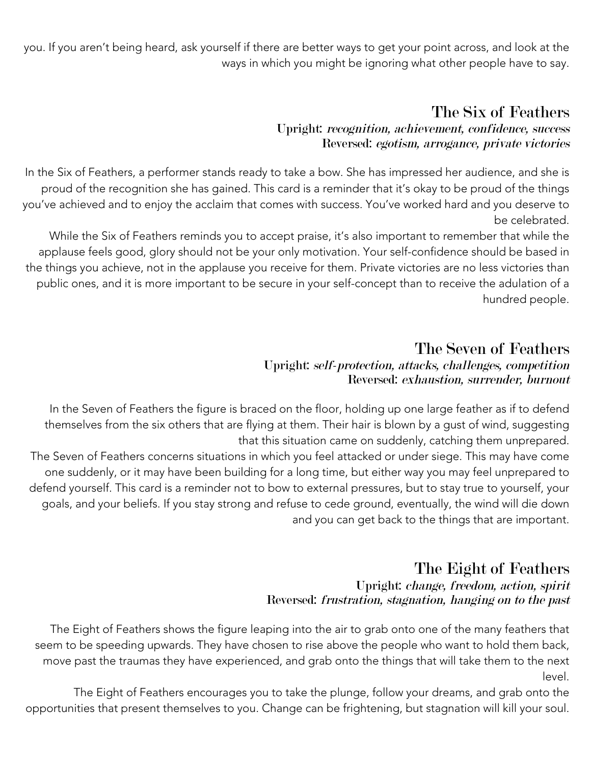you. If you aren't being heard, ask yourself if there are better ways to get your point across, and look at the ways in which you might be ignoring what other people have to say.

## The Six of Feathers

**Upright:** *recognition, achievement, confidence, success*
**Reversed:** *egotism, arrogance, private victories*

In the Six of Feathers, a performer stands ready to take a bow. She has impressed her audience, and she is proud of the recognition she has gained. This card is a reminder that it's okay to be proud of the things you've achieved and to enjoy the acclaim that comes with success. You've worked hard and you deserve to be celebrated.

While the Six of Feathers reminds you to accept praise, it's also important to remember that while the applause feels good, glory should not be your only motivation. Your self-confidence should be based in the things you achieve, not in the applause you receive for them. Private victories are no less victories than public ones, and it is more important to be secure in your self-concept than to receive the adulation of a hundred people.

## The Seven of Feathers

**Upright:** *self-protection, attacks, challenges, competition*
**Reversed:** *exhaustion, surrender, burnout*

In the Seven of Feathers the figure is braced on the floor, holding up one large feather as if to defend themselves from the six others that are flying at them. Their hair is blown by a gust of wind, suggesting that this situation came on suddenly, catching them unprepared.

The Seven of Feathers concerns situations in which you feel attacked or under siege. This may have come one suddenly, or it may have been building for a long time, but either way you may feel unprepared to defend yourself. This card is a reminder not to bow to external pressures, but to stay true to yourself, your goals, and your beliefs. If you stay strong and refuse to cede ground, eventually, the wind will die down and you can get back to the things that are important.

## The Eight of Feathers

**Upright:** *change, freedom, action, spirit*
**Reversed:** *frustration, stagnation, hanging on to the past*

The Eight of Feathers shows the figure leaping into the air to grab onto one of the many feathers that seem to be speeding upwards. They have chosen to rise above the people who want to hold them back, move past the traumas they have experienced, and grab onto the things that will take them to the next level.

The Eight of Feathers encourages you to take the plunge, follow your dreams, and grab onto the opportunities that present themselves to you. Change can be frightening, but stagnation will kill your soul.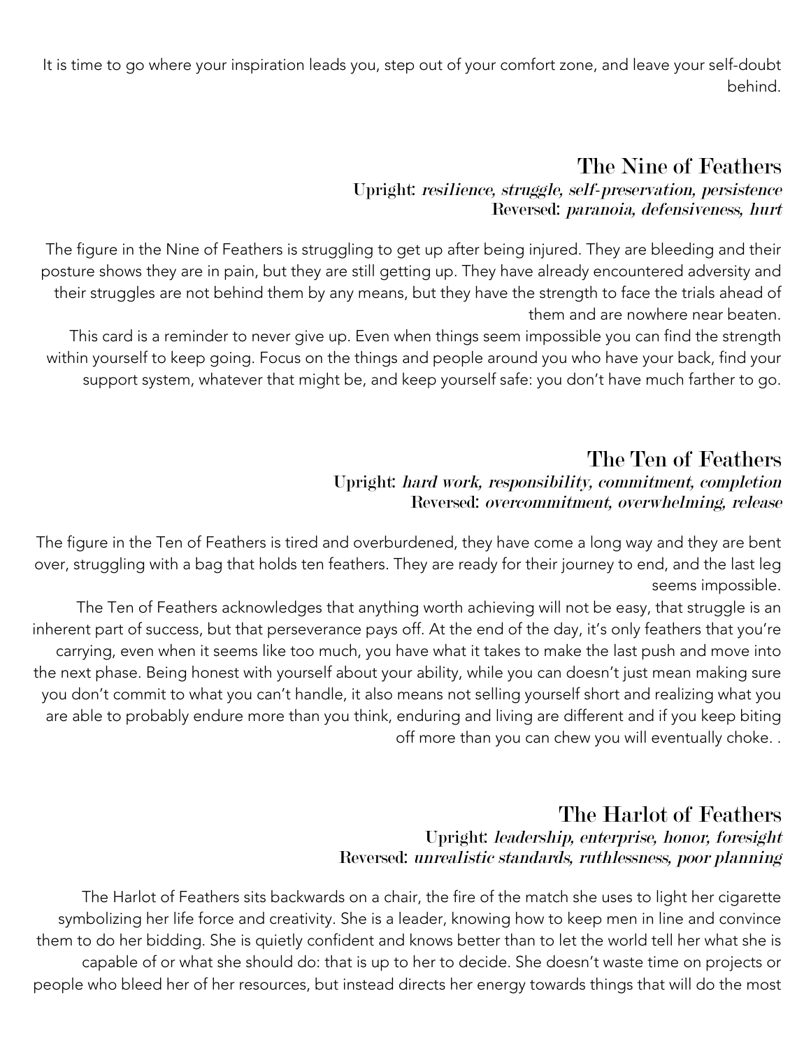It is time to go where your inspiration leads you, step out of your comfort zone, and leave your self-doubt behind.

## The Nine of Feathers

**Upright:** *resilience, struggle, self-preservation, persistence*
**Reversed:** *paranoia, defensiveness, hurt*

The figure in the Nine of Feathers is struggling to get up after being injured. They are bleeding and their posture shows they are in pain, but they are still getting up. They have already encountered adversity and their struggles are not behind them by any means, but they have the strength to face the trials ahead of them and are nowhere near beaten.

This card is a reminder to never give up. Even when things seem impossible you can find the strength within yourself to keep going. Focus on the things and people around you who have your back, find your support system, whatever that might be, and keep yourself safe: you don't have much farther to go.

## The Ten of Feathers

**Upright:** *hard work, responsibility, commitment, completion*
**Reversed:** *overcommitment, overwhelming, release*

The figure in the Ten of Feathers is tired and overburdened, they have come a long way and they are bent over, struggling with a bag that holds ten feathers. They are ready for their journey to end, and the last leg seems impossible.

The Ten of Feathers acknowledges that anything worth achieving will not be easy, that struggle is an inherent part of success, but that perseverance pays off. At the end of the day, it's only feathers that you're carrying, even when it seems like too much, you have what it takes to make the last push and move into the next phase. Being honest with yourself about your ability, while you can doesn't just mean making sure you don't commit to what you can't handle, it also means not selling yourself short and realizing what you are able to probably endure more than you think, enduring and living are different and if you keep biting off more than you can chew you will eventually choke. .

## The Harlot of Feathers

**Upright:** *leadership, enterprise, honor, foresight*
**Reversed:** *unrealistic standards, ruthlessness, poor planning*

The Harlot of Feathers sits backwards on a chair, the fire of the match she uses to light her cigarette symbolizing her life force and creativity. She is a leader, knowing how to keep men in line and convince them to do her bidding. She is quietly confident and knows better than to let the world tell her what she is capable of or what she should do: that is up to her to decide. She doesn't waste time on projects or people who bleed her of her resources, but instead directs her energy towards things that will do the most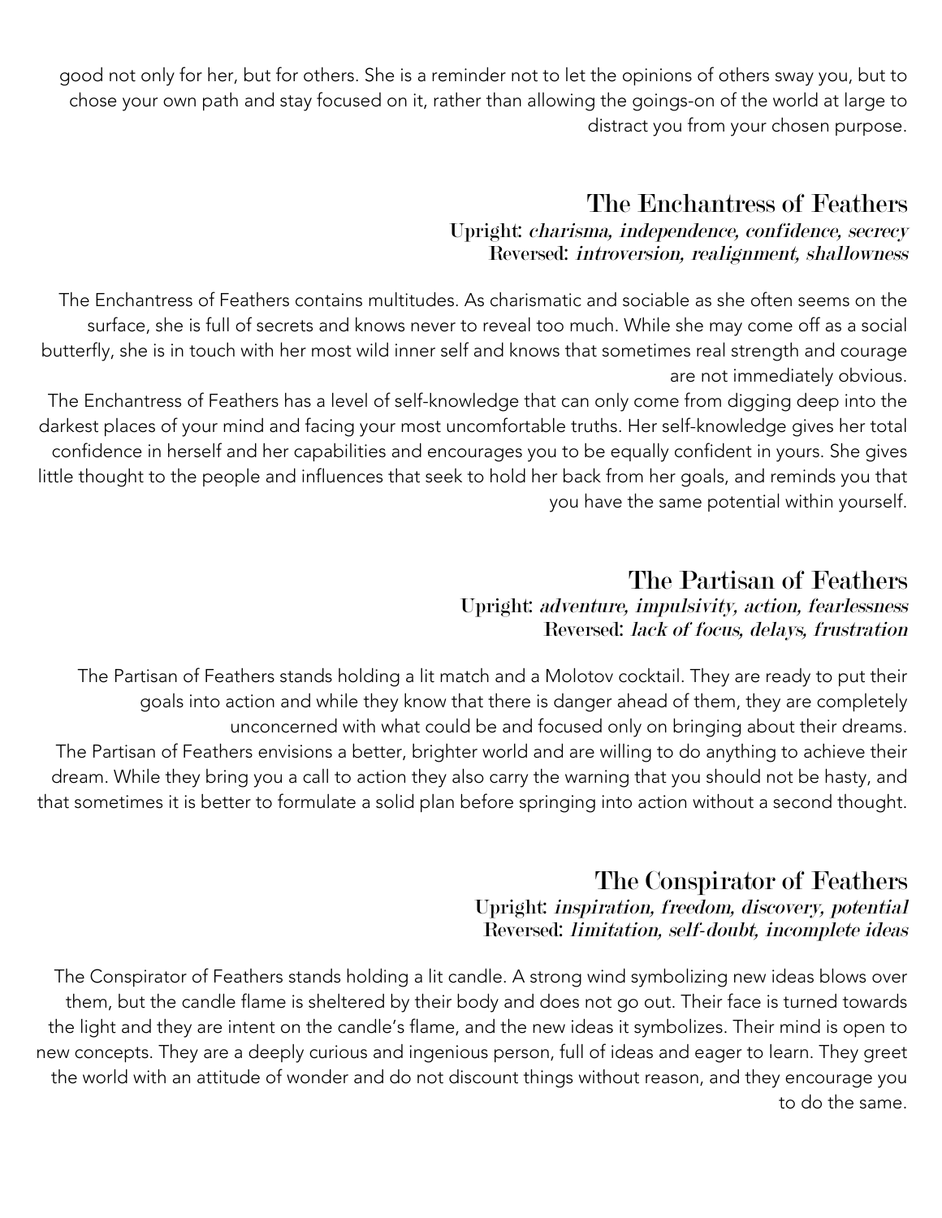good not only for her, but for others. She is a reminder not to let the opinions of others sway you, but to chose your own path and stay focused on it, rather than allowing the goings-on of the world at large to distract you from your chosen purpose.

## The Enchantress of Feathers

**Upright:** ***charisma, independence, confidence, secrecy***
**Reversed:** ***introversion, realignment, shallowness***

The Enchantress of Feathers contains multitudes. As charismatic and sociable as she often seems on the surface, she is full of secrets and knows never to reveal too much. While she may come off as a social butterfly, she is in touch with her most wild inner self and knows that sometimes real strength and courage are not immediately obvious.

The Enchantress of Feathers has a level of self-knowledge that can only come from digging deep into the darkest places of your mind and facing your most uncomfortable truths. Her self-knowledge gives her total confidence in herself and her capabilities and encourages you to be equally confident in yours. She gives little thought to the people and influences that seek to hold her back from her goals, and reminds you that you have the same potential within yourself.

## The Partisan of Feathers

**Upright:** ***adventure, impulsivity, action, fearlessness***
**Reversed:** ***lack of focus, delays, frustration***

The Partisan of Feathers stands holding a lit match and a Molotov cocktail. They are ready to put their goals into action and while they know that there is danger ahead of them, they are completely unconcerned with what could be and focused only on bringing about their dreams.

The Partisan of Feathers envisions a better, brighter world and are willing to do anything to achieve their dream. While they bring you a call to action they also carry the warning that you should not be hasty, and that sometimes it is better to formulate a solid plan before springing into action without a second thought.

## The Conspirator of Feathers

**Upright:** ***inspiration, freedom, discovery, potential***
**Reversed:** ***limitation, self-doubt, incomplete ideas***

The Conspirator of Feathers stands holding a lit candle. A strong wind symbolizing new ideas blows over them, but the candle flame is sheltered by their body and does not go out. Their face is turned towards the light and they are intent on the candle's flame, and the new ideas it symbolizes. Their mind is open to new concepts. They are a deeply curious and ingenious person, full of ideas and eager to learn. They greet the world with an attitude of wonder and do not discount things without reason, and they encourage you to do the same.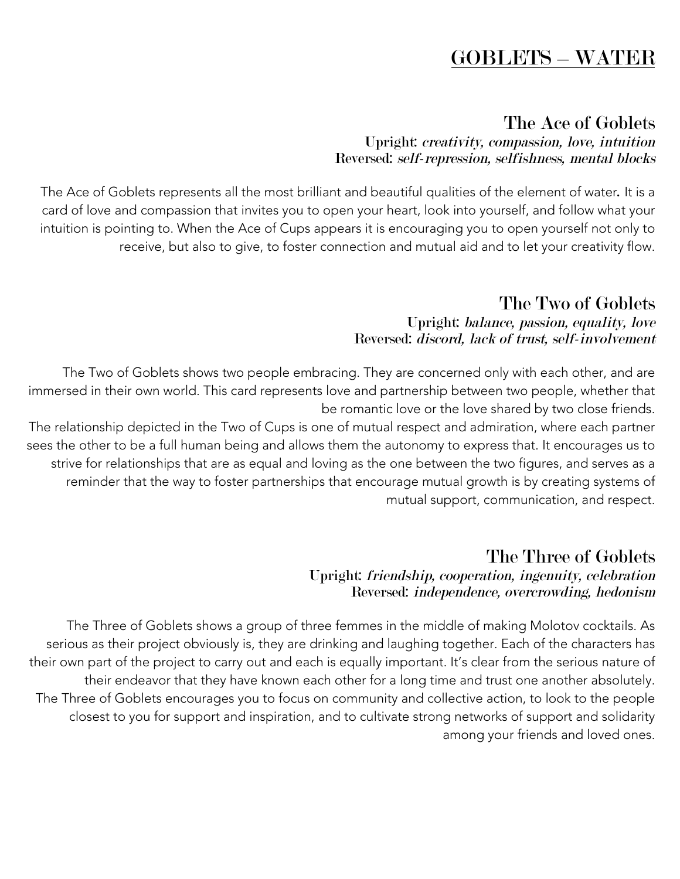# GOBLETS – WATER

## The Ace of Goblets

**Upright:** *creativity, compassion, love, intuition*
**Reversed:** *self-repression, selfishness, mental blocks*

The Ace of Goblets represents all the most brilliant and beautiful qualities of the element of water**.** It is a card of love and compassion that invites you to open your heart, look into yourself, and follow what your intuition is pointing to. When the Ace of Cups appears it is encouraging you to open yourself not only to receive, but also to give, to foster connection and mutual aid and to let your creativity flow.

## The Two of Goblets

**Upright:** *balance, passion, equality, love*
**Reversed:** *discord, lack of trust, self-involvement*

The Two of Goblets shows two people embracing. They are concerned only with each other, and are immersed in their own world. This card represents love and partnership between two people, whether that be romantic love or the love shared by two close friends.

The relationship depicted in the Two of Cups is one of mutual respect and admiration, where each partner sees the other to be a full human being and allows them the autonomy to express that. It encourages us to strive for relationships that are as equal and loving as the one between the two figures, and serves as a reminder that the way to foster partnerships that encourage mutual growth is by creating systems of mutual support, communication, and respect.

## The Three of Goblets

**Upright:** *friendship, cooperation, ingenuity, celebration*
**Reversed:** *independence, overcrowding, hedonism*

The Three of Goblets shows a group of three femmes in the middle of making Molotov cocktails. As serious as their project obviously is, they are drinking and laughing together. Each of the characters has their own part of the project to carry out and each is equally important. It's clear from the serious nature of their endeavor that they have known each other for a long time and trust one another absolutely.

The Three of Goblets encourages you to focus on community and collective action, to look to the people closest to you for support and inspiration, and to cultivate strong networks of support and solidarity among your friends and loved ones.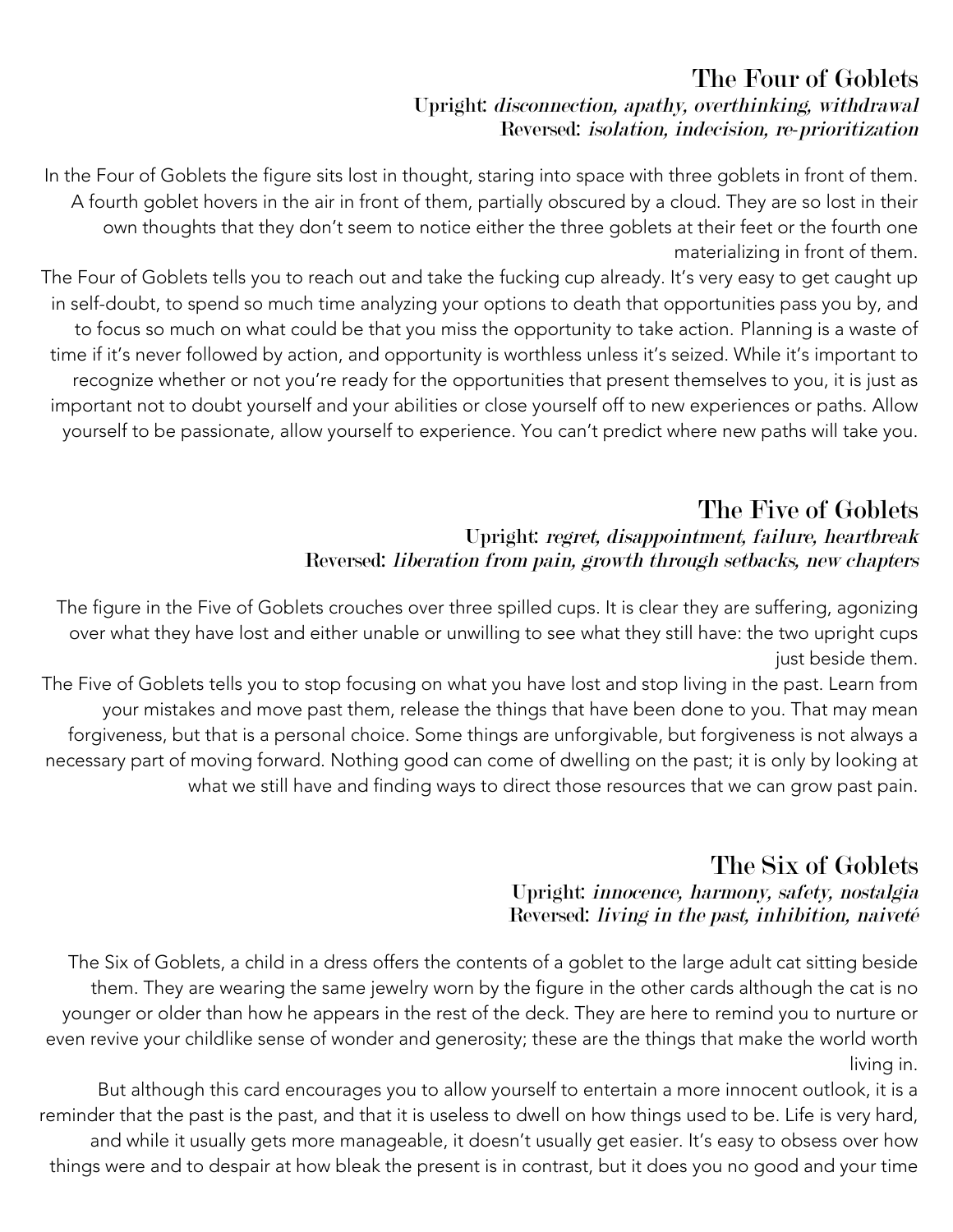## The Four of Goblets

**Upright:** ***disconnection, apathy, overthinking, withdrawal***
**Reversed:** ***isolation, indecision, re-prioritization***

In the Four of Goblets the figure sits lost in thought, staring into space with three goblets in front of them. A fourth goblet hovers in the air in front of them, partially obscured by a cloud. They are so lost in their own thoughts that they don't seem to notice either the three goblets at their feet or the fourth one materializing in front of them.

The Four of Goblets tells you to reach out and take the fucking cup already. It's very easy to get caught up in self-doubt, to spend so much time analyzing your options to death that opportunities pass you by, and to focus so much on what could be that you miss the opportunity to take action. Planning is a waste of time if it's never followed by action, and opportunity is worthless unless it's seized. While it's important to recognize whether or not you're ready for the opportunities that present themselves to you, it is just as important not to doubt yourself and your abilities or close yourself off to new experiences or paths. Allow yourself to be passionate, allow yourself to experience. You can't predict where new paths will take you.

## The Five of Goblets

**Upright:** ***regret, disappointment, failure, heartbreak***
**Reversed:** ***liberation from pain, growth through setbacks, new chapters***

The figure in the Five of Goblets crouches over three spilled cups. It is clear they are suffering, agonizing over what they have lost and either unable or unwilling to see what they still have: the two upright cups just beside them.

The Five of Goblets tells you to stop focusing on what you have lost and stop living in the past. Learn from your mistakes and move past them, release the things that have been done to you. That may mean forgiveness, but that is a personal choice. Some things are unforgivable, but forgiveness is not always a necessary part of moving forward. Nothing good can come of dwelling on the past; it is only by looking at what we still have and finding ways to direct those resources that we can grow past pain.

## The Six of Goblets

**Upright:** ***innocence, harmony, safety, nostalgia***
**Reversed:** ***living in the past, inhibition, naiveté***

The Six of Goblets, a child in a dress offers the contents of a goblet to the large adult cat sitting beside them. They are wearing the same jewelry worn by the figure in the other cards although the cat is no younger or older than how he appears in the rest of the deck. They are here to remind you to nurture or even revive your childlike sense of wonder and generosity; these are the things that make the world worth living in.

But although this card encourages you to allow yourself to entertain a more innocent outlook, it is a reminder that the past is the past, and that it is useless to dwell on how things used to be. Life is very hard, and while it usually gets more manageable, it doesn't usually get easier. It's easy to obsess over how things were and to despair at how bleak the present is in contrast, but it does you no good and your time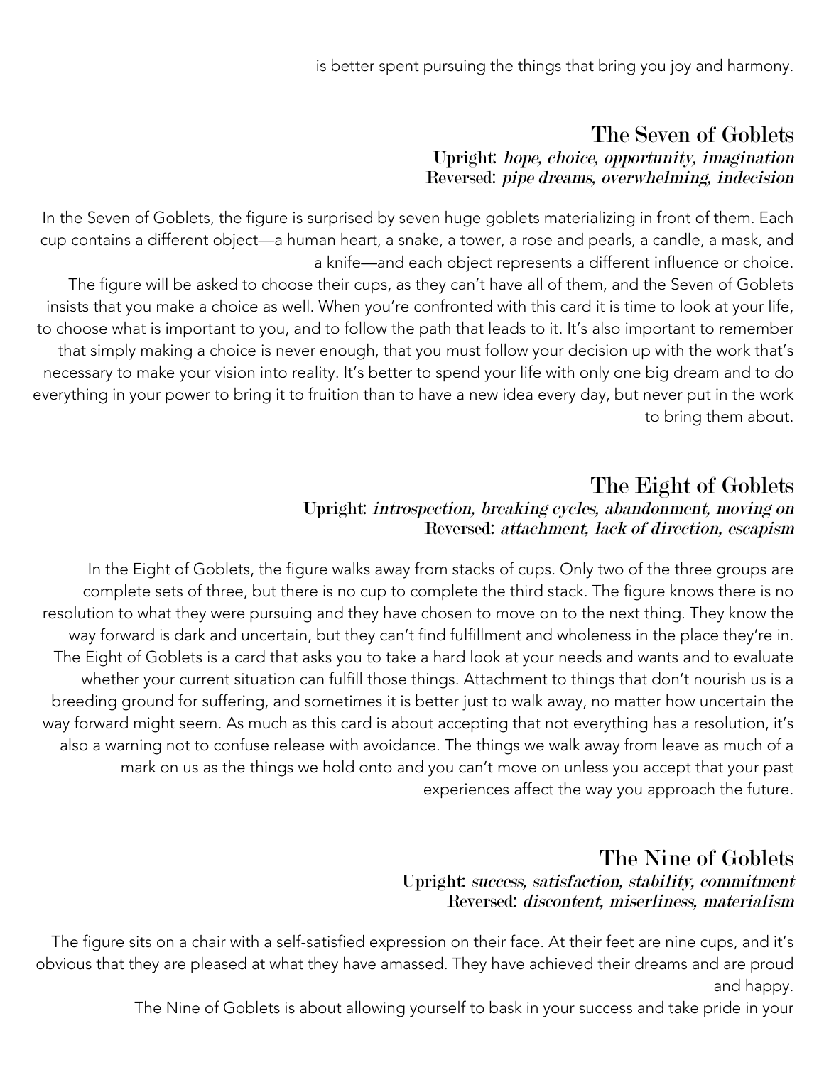is better spent pursuing the things that bring you joy and harmony.

## The Seven of Goblets

**Upright:** *hope, choice, opportunity, imagination*
**Reversed:** *pipe dreams, overwhelming, indecision*

In the Seven of Goblets, the figure is surprised by seven huge goblets materializing in front of them. Each cup contains a different object—a human heart, a snake, a tower, a rose and pearls, a candle, a mask, and a knife—and each object represents a different influence or choice.

The figure will be asked to choose their cups, as they can't have all of them, and the Seven of Goblets insists that you make a choice as well. When you're confronted with this card it is time to look at your life, to choose what is important to you, and to follow the path that leads to it. It's also important to remember that simply making a choice is never enough, that you must follow your decision up with the work that's necessary to make your vision into reality. It's better to spend your life with only one big dream and to do everything in your power to bring it to fruition than to have a new idea every day, but never put in the work to bring them about.

## The Eight of Goblets

**Upright:** *introspection, breaking cycles, abandonment, moving on*
**Reversed:** *attachment, lack of direction, escapism*

In the Eight of Goblets, the figure walks away from stacks of cups. Only two of the three groups are complete sets of three, but there is no cup to complete the third stack. The figure knows there is no resolution to what they were pursuing and they have chosen to move on to the next thing. They know the way forward is dark and uncertain, but they can't find fulfillment and wholeness in the place they're in. The Eight of Goblets is a card that asks you to take a hard look at your needs and wants and to evaluate whether your current situation can fulfill those things. Attachment to things that don't nourish us is a breeding ground for suffering, and sometimes it is better just to walk away, no matter how uncertain the way forward might seem. As much as this card is about accepting that not everything has a resolution, it's also a warning not to confuse release with avoidance. The things we walk away from leave as much of a mark on us as the things we hold onto and you can't move on unless you accept that your past experiences affect the way you approach the future.

## The Nine of Goblets

**Upright:** *success, satisfaction, stability, commitment*
**Reversed:** *discontent, miserliness, materialism*

The figure sits on a chair with a self-satisfied expression on their face. At their feet are nine cups, and it's obvious that they are pleased at what they have amassed. They have achieved their dreams and are proud and happy.

The Nine of Goblets is about allowing yourself to bask in your success and take pride in your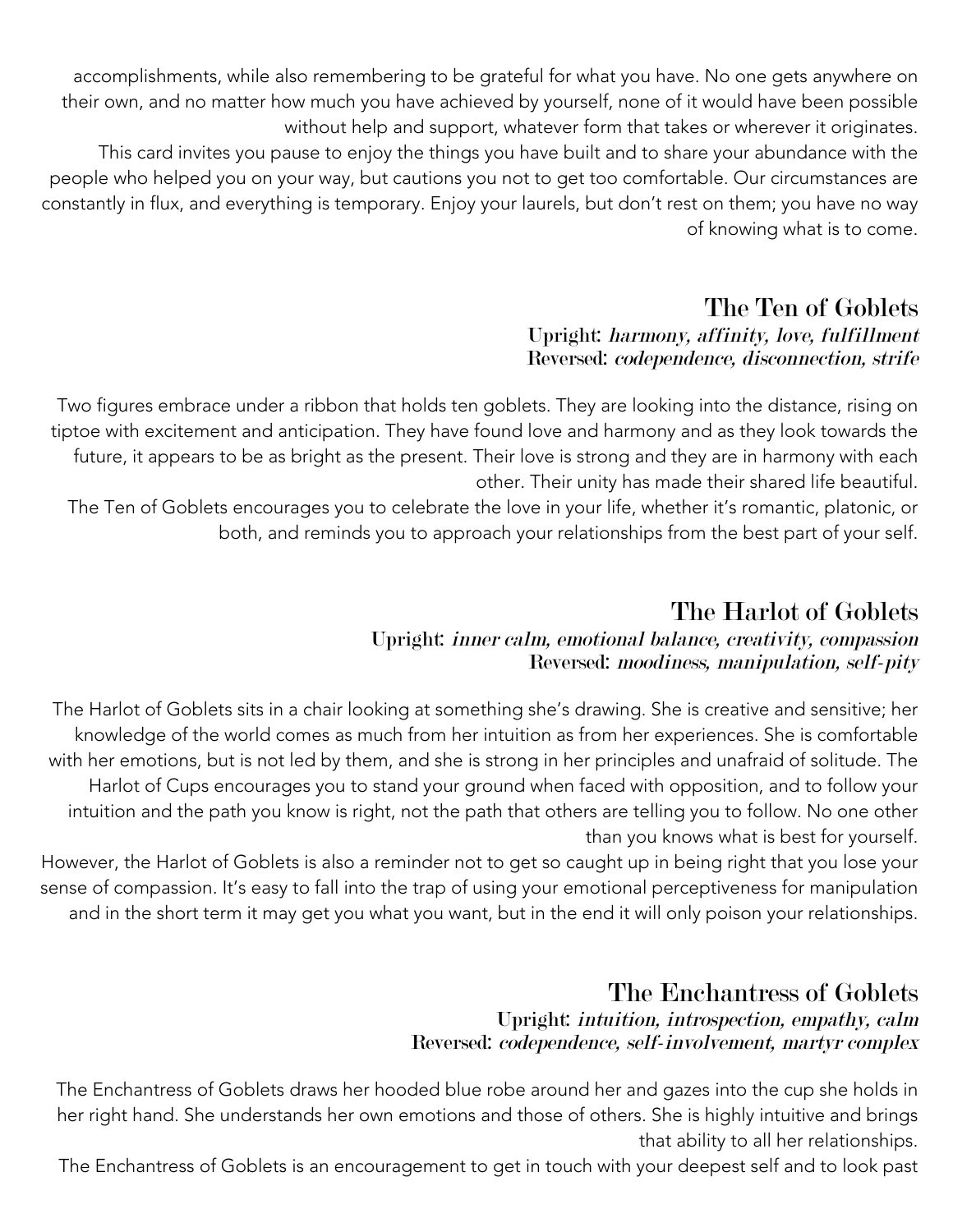accomplishments, while also remembering to be grateful for what you have. No one gets anywhere on their own, and no matter how much you have achieved by yourself, none of it would have been possible without help and support, whatever form that takes or wherever it originates.

This card invites you pause to enjoy the things you have built and to share your abundance with the people who helped you on your way, but cautions you not to get too comfortable. Our circumstances are constantly in flux, and everything is temporary. Enjoy your laurels, but don't rest on them; you have no way of knowing what is to come.

## The Ten of Goblets

**Upright:** ***harmony, affinity, love, fulfillment***
**Reversed:** ***codependence, disconnection, strife***

Two figures embrace under a ribbon that holds ten goblets. They are looking into the distance, rising on tiptoe with excitement and anticipation. They have found love and harmony and as they look towards the future, it appears to be as bright as the present. Their love is strong and they are in harmony with each other. Their unity has made their shared life beautiful.

The Ten of Goblets encourages you to celebrate the love in your life, whether it's romantic, platonic, or both, and reminds you to approach your relationships from the best part of your self.

## The Harlot of Goblets

**Upright:** ***inner calm, emotional balance, creativity, compassion***
**Reversed:** ***moodiness, manipulation, self-pity***

The Harlot of Goblets sits in a chair looking at something she's drawing. She is creative and sensitive; her knowledge of the world comes as much from her intuition as from her experiences. She is comfortable with her emotions, but is not led by them, and she is strong in her principles and unafraid of solitude. The Harlot of Cups encourages you to stand your ground when faced with opposition, and to follow your intuition and the path you know is right, not the path that others are telling you to follow. No one other than you knows what is best for yourself.

However, the Harlot of Goblets is also a reminder not to get so caught up in being right that you lose your sense of compassion. It's easy to fall into the trap of using your emotional perceptiveness for manipulation and in the short term it may get you what you want, but in the end it will only poison your relationships.

## The Enchantress of Goblets

**Upright:** ***intuition, introspection, empathy, calm***
**Reversed:** ***codependence, self-involvement, martyr complex***

The Enchantress of Goblets draws her hooded blue robe around her and gazes into the cup she holds in her right hand. She understands her own emotions and those of others. She is highly intuitive and brings that ability to all her relationships.

The Enchantress of Goblets is an encouragement to get in touch with your deepest self and to look past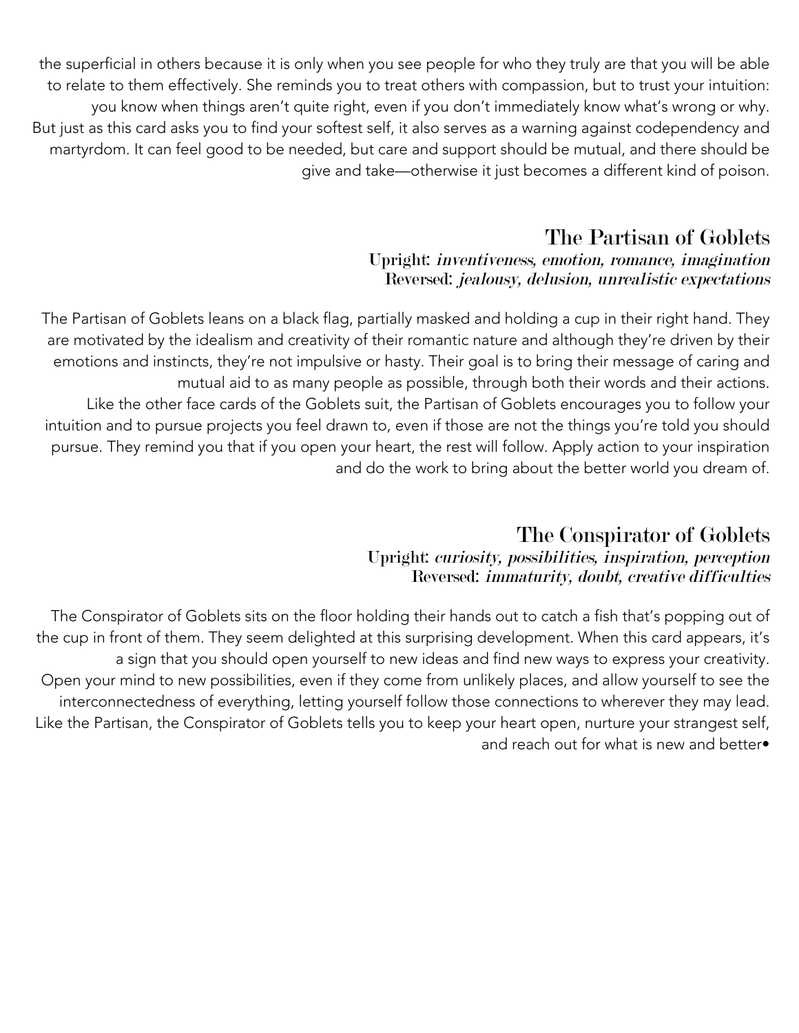the superficial in others because it is only when you see people for who they truly are that you will be able to relate to them effectively. She reminds you to treat others with compassion, but to trust your intuition: you know when things aren't quite right, even if you don't immediately know what's wrong or why.

But just as this card asks you to find your softest self, it also serves as a warning against codependency and martyrdom. It can feel good to be needed, but care and support should be mutual, and there should be give and take—otherwise it just becomes a different kind of poison.

## The Partisan of Goblets

**Upright:** *inventiveness, emotion, romance, imagination*
**Reversed:** *jealousy, delusion, unrealistic expectations*

The Partisan of Goblets leans on a black flag, partially masked and holding a cup in their right hand. They are motivated by the idealism and creativity of their romantic nature and although they're driven by their emotions and instincts, they're not impulsive or hasty. Their goal is to bring their message of caring and mutual aid to as many people as possible, through both their words and their actions.

Like the other face cards of the Goblets suit, the Partisan of Goblets encourages you to follow your intuition and to pursue projects you feel drawn to, even if those are not the things you're told you should pursue. They remind you that if you open your heart, the rest will follow. Apply action to your inspiration and do the work to bring about the better world you dream of.

## The Conspirator of Goblets

**Upright:** *curiosity, possibilities, inspiration, perception*
**Reversed:** *immaturity, doubt, creative difficulties*

The Conspirator of Goblets sits on the floor holding their hands out to catch a fish that's popping out of the cup in front of them. They seem delighted at this surprising development. When this card appears, it's a sign that you should open yourself to new ideas and find new ways to express your creativity.

Open your mind to new possibilities, even if they come from unlikely places, and allow yourself to see the interconnectedness of everything, letting yourself follow those connections to wherever they may lead.

Like the Partisan, the Conspirator of Goblets tells you to keep your heart open, nurture your strangest self, and reach out for what is new and better•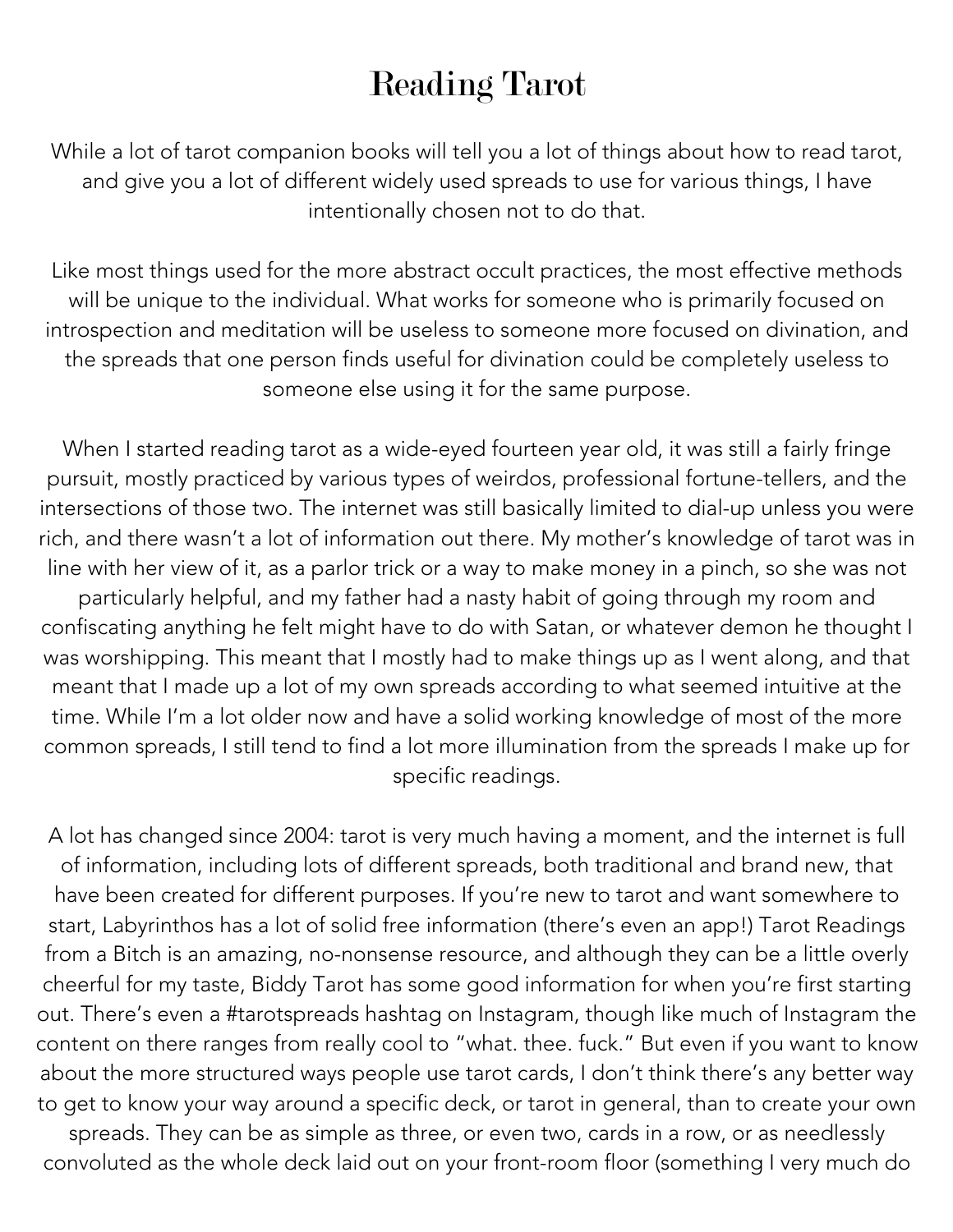# Reading Tarot

While a lot of tarot companion books will tell you a lot of things about how to read tarot, and give you a lot of different widely used spreads to use for various things, I have intentionally chosen not to do that.

Like most things used for the more abstract occult practices, the most effective methods will be unique to the individual. What works for someone who is primarily focused on introspection and meditation will be useless to someone more focused on divination, and the spreads that one person finds useful for divination could be completely useless to someone else using it for the same purpose.

When I started reading tarot as a wide-eyed fourteen year old, it was still a fairly fringe pursuit, mostly practiced by various types of weirdos, professional fortune-tellers, and the intersections of those two. The internet was still basically limited to dial-up unless you were rich, and there wasn't a lot of information out there. My mother's knowledge of tarot was in line with her view of it, as a parlor trick or a way to make money in a pinch, so she was not particularly helpful, and my father had a nasty habit of going through my room and confiscating anything he felt might have to do with Satan, or whatever demon he thought I was worshipping. This meant that I mostly had to make things up as I went along, and that meant that I made up a lot of my own spreads according to what seemed intuitive at the time. While I'm a lot older now and have a solid working knowledge of most of the more common spreads, I still tend to find a lot more illumination from the spreads I make up for specific readings.

A lot has changed since 2004: tarot is very much having a moment, and the internet is full of information, including lots of different spreads, both traditional and brand new, that have been created for different purposes. If you're new to tarot and want somewhere to start, Labyrinthos has a lot of solid free information (there's even an app!) Tarot Readings from a Bitch is an amazing, no-nonsense resource, and although they can be a little overly cheerful for my taste, Biddy Tarot has some good information for when you're first starting out. There's even a #tarotspreads hashtag on Instagram, though like much of Instagram the content on there ranges from really cool to "what. thee. fuck." But even if you want to know about the more structured ways people use tarot cards, I don't think there's any better way to get to know your way around a specific deck, or tarot in general, than to create your own spreads. They can be as simple as three, or even two, cards in a row, or as needlessly convoluted as the whole deck laid out on your front-room floor (something I very much do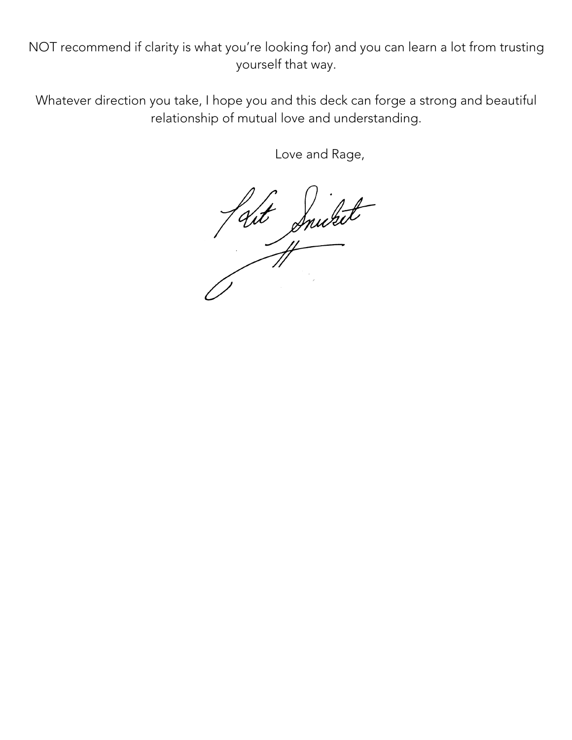NOT recommend if clarity is what you're looking for) and you can learn a lot from trusting yourself that way.

Whatever direction you take, I hope you and this deck can forge a strong and beautiful relationship of mutual love and understanding.

Love and Rage,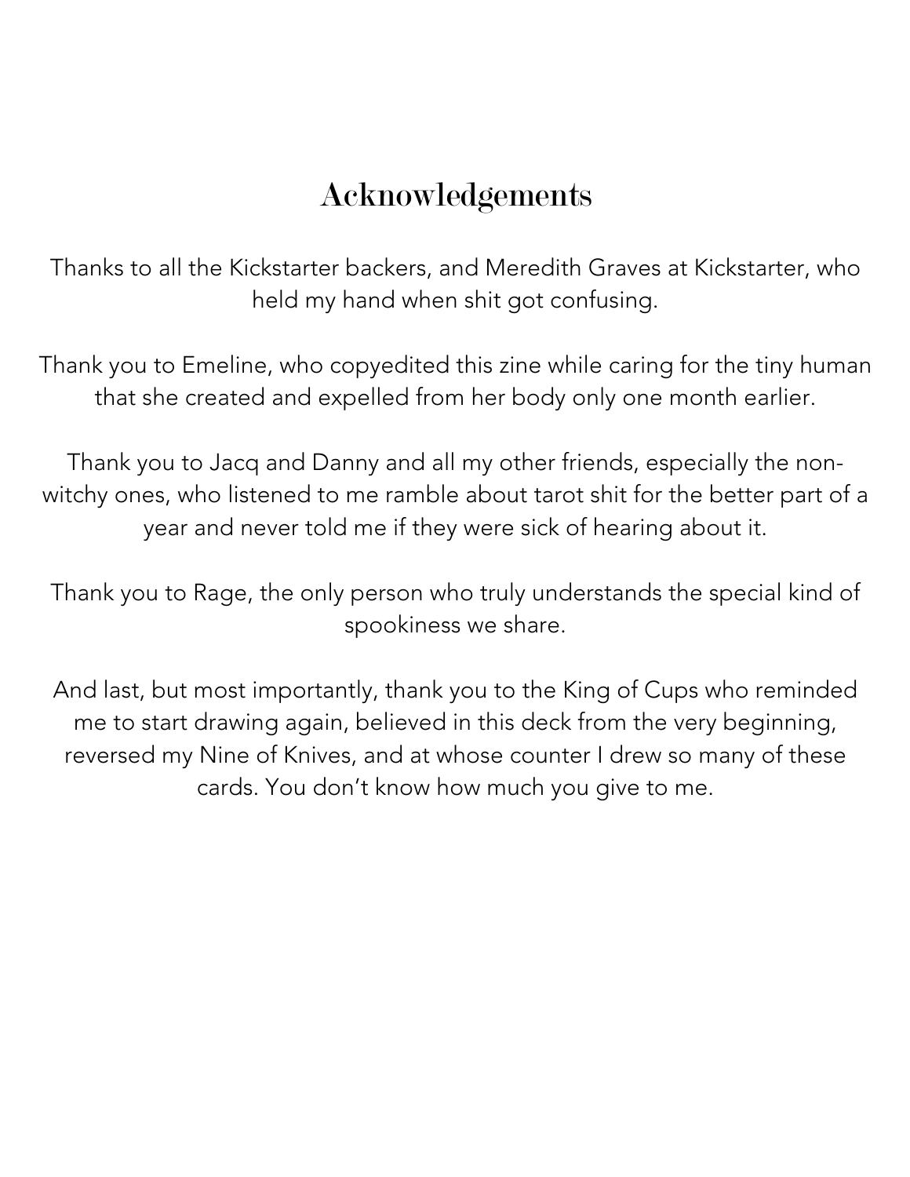# Acknowledgements

Thanks to all the Kickstarter backers, and Meredith Graves at Kickstarter, who held my hand when shit got confusing.

Thank you to Emeline, who copyedited this zine while caring for the tiny human that she created and expelled from her body only one month earlier.

Thank you to Jacq and Danny and all my other friends, especially the non-witchy ones, who listened to me ramble about tarot shit for the better part of a year and never told me if they were sick of hearing about it.

Thank you to Rage, the only person who truly understands the special kind of spookiness we share.

And last, but most importantly, thank you to the King of Cups who reminded me to start drawing again, believed in this deck from the very beginning, reversed my Nine of Knives, and at whose counter I drew so many of these cards. You don't know how much you give to me.